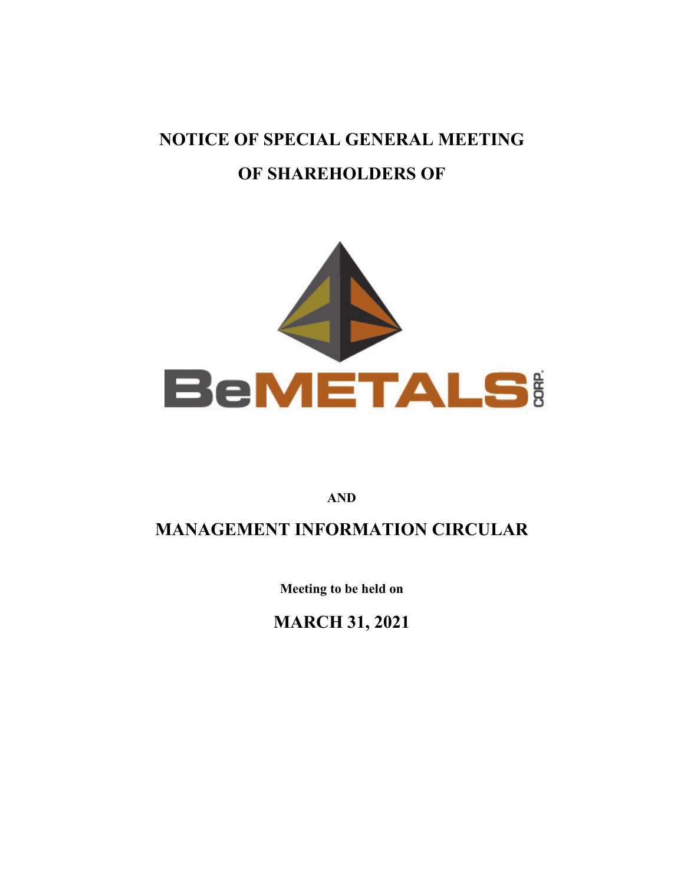# NOTICE OF SPECIAL GENERAL MEETING

# OF SHAREHOLDERS OF

BeMETALS CORP.

**AND**

# MANAGEMENT INFORMATION CIRCULAR

**Meeting to be held on**

## MARCH 31, 2021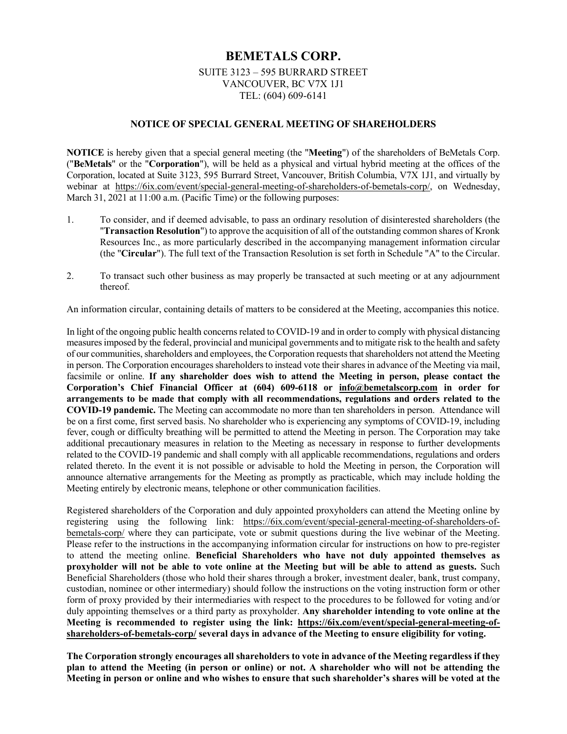# BEMETALS CORP.

SUITE 3123 – 595 BURRARD STREET
VANCOUVER, BC V7X 1J1
TEL: (604) 609-6141

## NOTICE OF SPECIAL GENERAL MEETING OF SHAREHOLDERS

**NOTICE** is hereby given that a special general meeting (the "**Meeting**") of the shareholders of BeMetals Corp. ("**BeMetals**" or the "**Corporation**"), will be held as a physical and virtual hybrid meeting at the offices of the Corporation, located at Suite 3123, 595 Burrard Street, Vancouver, British Columbia, V7X 1J1, and virtually by webinar at https://6ix.com/event/special-general-meeting-of-shareholders-of-bemetals-corp/, on Wednesday, March 31, 2021 at 11:00 a.m. (Pacific Time) or the following purposes:

1. To consider, and if deemed advisable, to pass an ordinary resolution of disinterested shareholders (the "**Transaction Resolution**") to approve the acquisition of all of the outstanding common shares of Kronk Resources Inc., as more particularly described in the accompanying management information circular (the "**Circular**"). The full text of the Transaction Resolution is set forth in Schedule "A" to the Circular.
2. To transact such other business as may properly be transacted at such meeting or at any adjournment thereof.

An information circular, containing details of matters to be considered at the Meeting, accompanies this notice.

In light of the ongoing public health concerns related to COVID-19 and in order to comply with physical distancing measures imposed by the federal, provincial and municipal governments and to mitigate risk to the health and safety of our communities, shareholders and employees, the Corporation requests that shareholders not attend the Meeting in person. The Corporation encourages shareholders to instead vote their shares in advance of the Meeting via mail, facsimile or online. **If any shareholder does wish to attend the Meeting in person, please contact the Corporation's Chief Financial Officer at (604) 609-6118 or info@bemetalscorp.com in order for arrangements to be made that comply with all recommendations, regulations and orders related to the COVID-19 pandemic.** The Meeting can accommodate no more than ten shareholders in person. Attendance will be on a first come, first served basis. No shareholder who is experiencing any symptoms of COVID-19, including fever, cough or difficulty breathing will be permitted to attend the Meeting in person. The Corporation may take additional precautionary measures in relation to the Meeting as necessary in response to further developments related to the COVID-19 pandemic and shall comply with all applicable recommendations, regulations and orders related thereto. In the event it is not possible or advisable to hold the Meeting in person, the Corporation will announce alternative arrangements for the Meeting as promptly as practicable, which may include holding the Meeting entirely by electronic means, telephone or other communication facilities.

Registered shareholders of the Corporation and duly appointed proxyholders can attend the Meeting online by registering using the following link: https://6ix.com/event/special-general-meeting-of-shareholders-of-bemetals-corp/ where they can participate, vote or submit questions during the live webinar of the Meeting. Please refer to the instructions in the accompanying information circular for instructions on how to pre-register to attend the meeting online. **Beneficial Shareholders who have not duly appointed themselves as proxyholder will not be able to vote online at the Meeting but will be able to attend as guests.** Such Beneficial Shareholders (those who hold their shares through a broker, investment dealer, bank, trust company, custodian, nominee or other intermediary) should follow the instructions on the voting instruction form or other form of proxy provided by their intermediaries with respect to the procedures to be followed for voting and/or duly appointing themselves or a third party as proxyholder. **Any shareholder intending to vote online at the Meeting is recommended to register using the link: https://6ix.com/event/special-general-meeting-of-shareholders-of-bemetals-corp/ several days in advance of the Meeting to ensure eligibility for voting.**

**The Corporation strongly encourages all shareholders to vote in advance of the Meeting regardless if they plan to attend the Meeting (in person or online) or not. A shareholder who will not be attending the Meeting in person or online and who wishes to ensure that such shareholder's shares will be voted at the**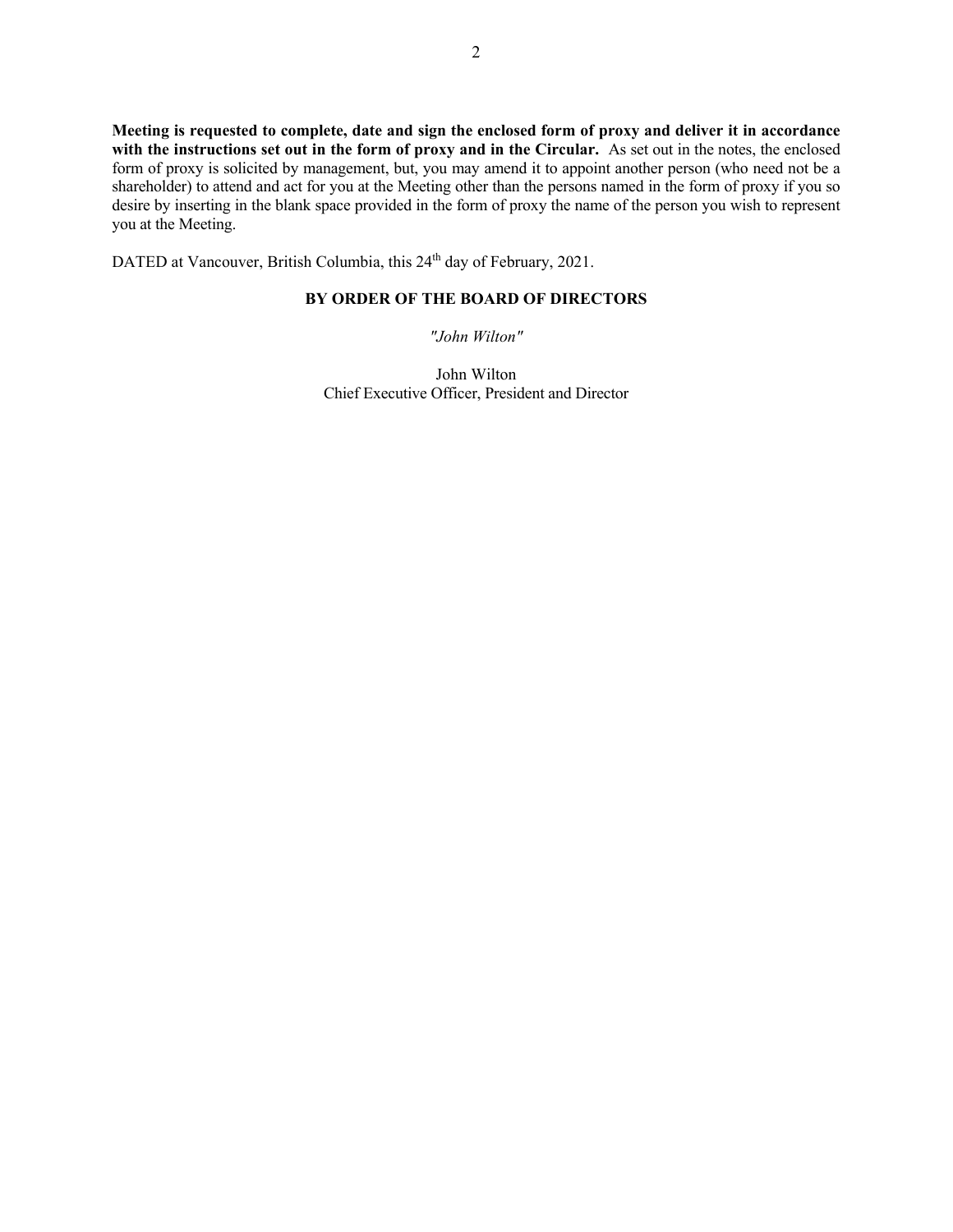**Meeting is requested to complete, date and sign the enclosed form of proxy and deliver it in accordance with the instructions set out in the form of proxy and in the Circular.** As set out in the notes, the enclosed form of proxy is solicited by management, but, you may amend it to appoint another person (who need not be a shareholder) to attend and act for you at the Meeting other than the persons named in the form of proxy if you so desire by inserting in the blank space provided in the form of proxy the name of the person you wish to represent you at the Meeting.

DATED at Vancouver, British Columbia, this 24th day of February, 2021.

**BY ORDER OF THE BOARD OF DIRECTORS**

*"John Wilton"*

John Wilton
Chief Executive Officer, President and Director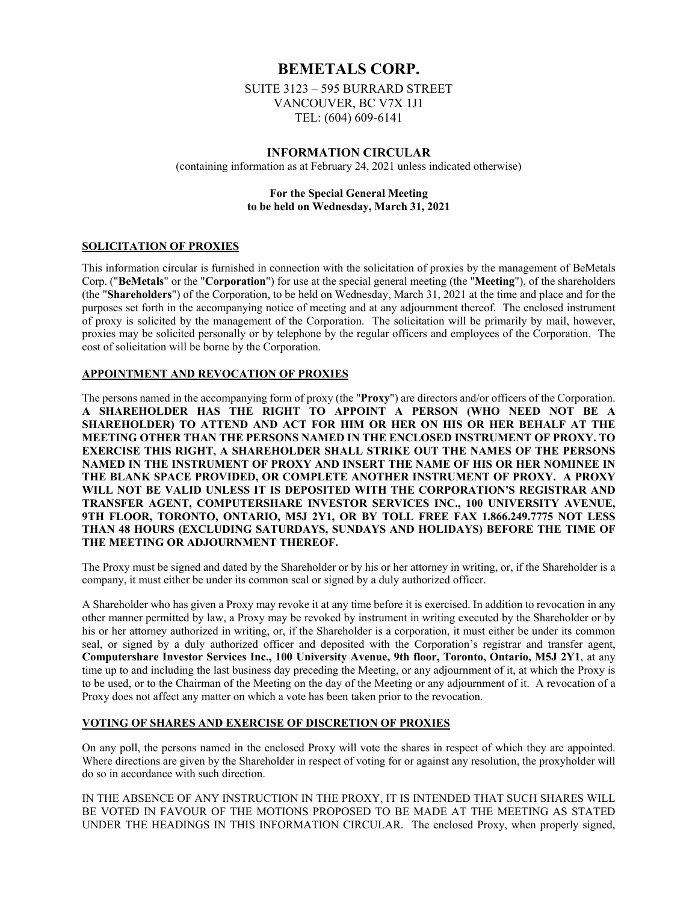# BEMETALS CORP.

SUITE 3123 – 595 BURRARD STREET
VANCOUVER, BC V7X 1J1
TEL: (604) 609-6141

## INFORMATION CIRCULAR

(containing information as at February 24, 2021 unless indicated otherwise)

**For the Special General Meeting to be held on Wednesday, March 31, 2021**

### SOLICITATION OF PROXIES

This information circular is furnished in connection with the solicitation of proxies by the management of BeMetals Corp. ("**BeMetals**" or the "**Corporation**") for use at the special general meeting (the "**Meeting**"), of the shareholders (the "**Shareholders**") of the Corporation, to be held on Wednesday, March 31, 2021 at the time and place and for the purposes set forth in the accompanying notice of meeting and at any adjournment thereof. The enclosed instrument of proxy is solicited by the management of the Corporation. The solicitation will be primarily by mail, however, proxies may be solicited personally or by telephone by the regular officers and employees of the Corporation. The cost of solicitation will be borne by the Corporation.

### APPOINTMENT AND REVOCATION OF PROXIES

The persons named in the accompanying form of proxy (the "**Proxy**") are directors and/or officers of the Corporation. **A SHAREHOLDER HAS THE RIGHT TO APPOINT A PERSON (WHO NEED NOT BE A SHAREHOLDER) TO ATTEND AND ACT FOR HIM OR HER ON HIS OR HER BEHALF AT THE MEETING OTHER THAN THE PERSONS NAMED IN THE ENCLOSED INSTRUMENT OF PROXY. TO EXERCISE THIS RIGHT, A SHAREHOLDER SHALL STRIKE OUT THE NAMES OF THE PERSONS NAMED IN THE INSTRUMENT OF PROXY AND INSERT THE NAME OF HIS OR HER NOMINEE IN THE BLANK SPACE PROVIDED, OR COMPLETE ANOTHER INSTRUMENT OF PROXY. A PROXY WILL NOT BE VALID UNLESS IT IS DEPOSITED WITH THE CORPORATION'S REGISTRAR AND TRANSFER AGENT, COMPUTERSHARE INVESTOR SERVICES INC., 100 UNIVERSITY AVENUE, 9TH FLOOR, TORONTO, ONTARIO, M5J 2Y1, OR BY TOLL FREE FAX 1.866.249.7775 NOT LESS THAN 48 HOURS (EXCLUDING SATURDAYS, SUNDAYS AND HOLIDAYS) BEFORE THE TIME OF THE MEETING OR ADJOURNMENT THEREOF.**

The Proxy must be signed and dated by the Shareholder or by his or her attorney in writing, or, if the Shareholder is a company, it must either be under its common seal or signed by a duly authorized officer.

A Shareholder who has given a Proxy may revoke it at any time before it is exercised. In addition to revocation in any other manner permitted by law, a Proxy may be revoked by instrument in writing executed by the Shareholder or by his or her attorney authorized in writing, or, if the Shareholder is a corporation, it must either be under its common seal, or signed by a duly authorized officer and deposited with the Corporation's registrar and transfer agent, **Computershare Investor Services Inc., 100 University Avenue, 9th floor, Toronto, Ontario, M5J 2Y1**, at any time up to and including the last business day preceding the Meeting, or any adjournment of it, at which the Proxy is to be used, or to the Chairman of the Meeting on the day of the Meeting or any adjournment of it. A revocation of a Proxy does not affect any matter on which a vote has been taken prior to the revocation.

### VOTING OF SHARES AND EXERCISE OF DISCRETION OF PROXIES

On any poll, the persons named in the enclosed Proxy will vote the shares in respect of which they are appointed. Where directions are given by the Shareholder in respect of voting for or against any resolution, the proxyholder will do so in accordance with such direction.

IN THE ABSENCE OF ANY INSTRUCTION IN THE PROXY, IT IS INTENDED THAT SUCH SHARES WILL BE VOTED IN FAVOUR OF THE MOTIONS PROPOSED TO BE MADE AT THE MEETING AS STATED UNDER THE HEADINGS IN THIS INFORMATION CIRCULAR. The enclosed Proxy, when properly signed,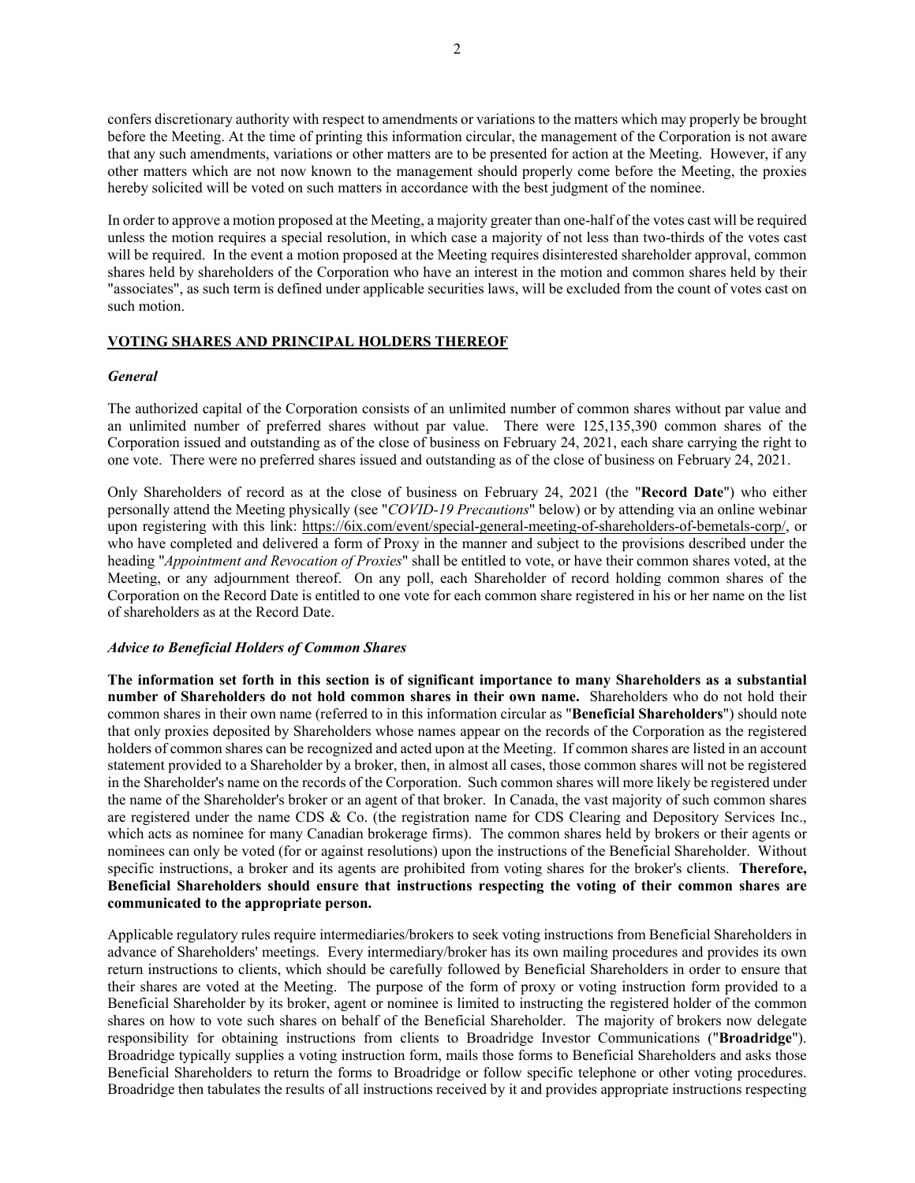confers discretionary authority with respect to amendments or variations to the matters which may properly be brought before the Meeting. At the time of printing this information circular, the management of the Corporation is not aware that any such amendments, variations or other matters are to be presented for action at the Meeting. However, if any other matters which are not now known to the management should properly come before the Meeting, the proxies hereby solicited will be voted on such matters in accordance with the best judgment of the nominee.

In order to approve a motion proposed at the Meeting, a majority greater than one-half of the votes cast will be required unless the motion requires a special resolution, in which case a majority of not less than two-thirds of the votes cast will be required. In the event a motion proposed at the Meeting requires disinterested shareholder approval, common shares held by shareholders of the Corporation who have an interest in the motion and common shares held by their "associates", as such term is defined under applicable securities laws, will be excluded from the count of votes cast on such motion.

## VOTING SHARES AND PRINCIPAL HOLDERS THEREOF

### *General*

The authorized capital of the Corporation consists of an unlimited number of common shares without par value and an unlimited number of preferred shares without par value. There were 125,135,390 common shares of the Corporation issued and outstanding as of the close of business on February 24, 2021, each share carrying the right to one vote. There were no preferred shares issued and outstanding as of the close of business on February 24, 2021.

Only Shareholders of record as at the close of business on February 24, 2021 (the "**Record Date**") who either personally attend the Meeting physically (see "*COVID-19 Precautions*" below) or by attending via an online webinar upon registering with this link: https://6ix.com/event/special-general-meeting-of-shareholders-of-bemetals-corp/, or who have completed and delivered a form of Proxy in the manner and subject to the provisions described under the heading "*Appointment and Revocation of Proxies*" shall be entitled to vote, or have their common shares voted, at the Meeting, or any adjournment thereof. On any poll, each Shareholder of record holding common shares of the Corporation on the Record Date is entitled to one vote for each common share registered in his or her name on the list of shareholders as at the Record Date.

### *Advice to Beneficial Holders of Common Shares*

**The information set forth in this section is of significant importance to many Shareholders as a substantial number of Shareholders do not hold common shares in their own name.** Shareholders who do not hold their common shares in their own name (referred to in this information circular as "**Beneficial Shareholders**") should note that only proxies deposited by Shareholders whose names appear on the records of the Corporation as the registered holders of common shares can be recognized and acted upon at the Meeting. If common shares are listed in an account statement provided to a Shareholder by a broker, then, in almost all cases, those common shares will not be registered in the Shareholder's name on the records of the Corporation. Such common shares will more likely be registered under the name of the Shareholder's broker or an agent of that broker. In Canada, the vast majority of such common shares are registered under the name CDS & Co. (the registration name for CDS Clearing and Depository Services Inc., which acts as nominee for many Canadian brokerage firms). The common shares held by brokers or their agents or nominees can only be voted (for or against resolutions) upon the instructions of the Beneficial Shareholder. Without specific instructions, a broker and its agents are prohibited from voting shares for the broker's clients. **Therefore, Beneficial Shareholders should ensure that instructions respecting the voting of their common shares are communicated to the appropriate person.**

Applicable regulatory rules require intermediaries/brokers to seek voting instructions from Beneficial Shareholders in advance of Shareholders' meetings. Every intermediary/broker has its own mailing procedures and provides its own return instructions to clients, which should be carefully followed by Beneficial Shareholders in order to ensure that their shares are voted at the Meeting. The purpose of the form of proxy or voting instruction form provided to a Beneficial Shareholder by its broker, agent or nominee is limited to instructing the registered holder of the common shares on how to vote such shares on behalf of the Beneficial Shareholder. The majority of brokers now delegate responsibility for obtaining instructions from clients to Broadridge Investor Communications ("**Broadridge**"). Broadridge typically supplies a voting instruction form, mails those forms to Beneficial Shareholders and asks those Beneficial Shareholders to return the forms to Broadridge or follow specific telephone or other voting procedures. Broadridge then tabulates the results of all instructions received by it and provides appropriate instructions respecting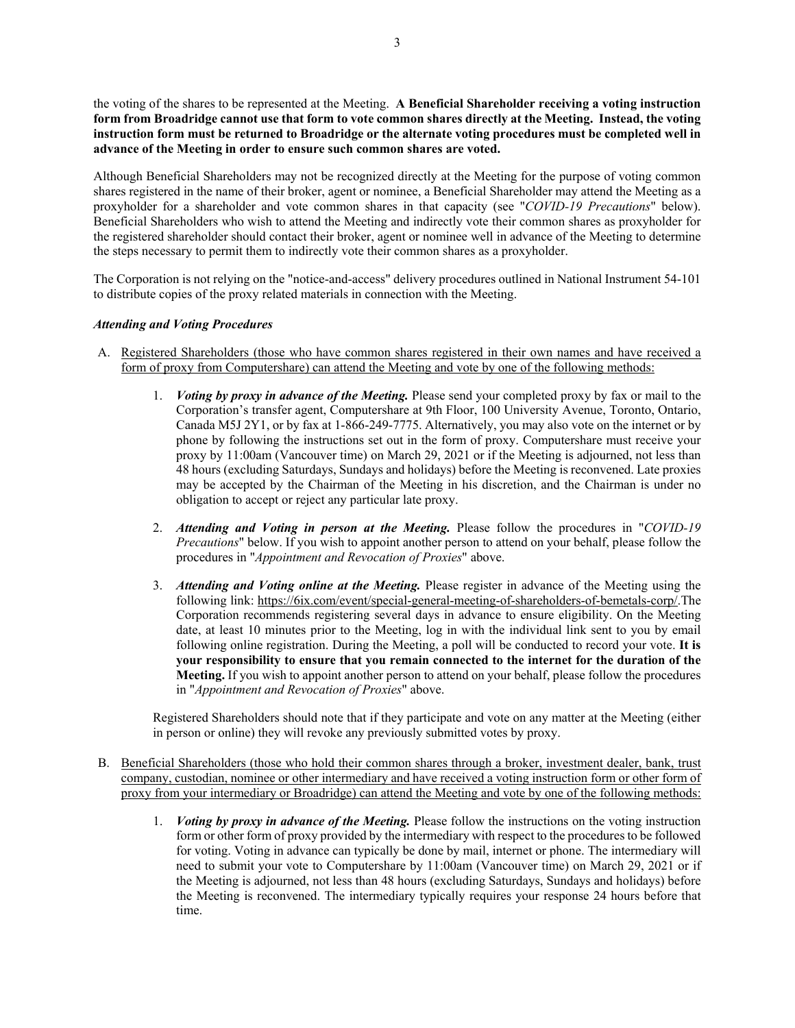the voting of the shares to be represented at the Meeting. **A Beneficial Shareholder receiving a voting instruction form from Broadridge cannot use that form to vote common shares directly at the Meeting. Instead, the voting instruction form must be returned to Broadridge or the alternate voting procedures must be completed well in advance of the Meeting in order to ensure such common shares are voted.**

Although Beneficial Shareholders may not be recognized directly at the Meeting for the purpose of voting common shares registered in the name of their broker, agent or nominee, a Beneficial Shareholder may attend the Meeting as a proxyholder for a shareholder and vote common shares in that capacity (see "*COVID-19 Precautions*" below). Beneficial Shareholders who wish to attend the Meeting and indirectly vote their common shares as proxyholder for the registered shareholder should contact their broker, agent or nominee well in advance of the Meeting to determine the steps necessary to permit them to indirectly vote their common shares as a proxyholder.

The Corporation is not relying on the "notice-and-access" delivery procedures outlined in National Instrument 54-101 to distribute copies of the proxy related materials in connection with the Meeting.

***Attending and Voting Procedures***

A. Registered Shareholders (those who have common shares registered in their own names and have received a form of proxy from Computershare) can attend the Meeting and vote by one of the following methods:

   1. ***Voting by proxy in advance of the Meeting.*** Please send your completed proxy by fax or mail to the Corporation's transfer agent, Computershare at 9th Floor, 100 University Avenue, Toronto, Ontario, Canada M5J 2Y1, or by fax at 1-866-249-7775. Alternatively, you may also vote on the internet or by phone by following the instructions set out in the form of proxy. Computershare must receive your proxy by 11:00am (Vancouver time) on March 29, 2021 or if the Meeting is adjourned, not less than 48 hours (excluding Saturdays, Sundays and holidays) before the Meeting is reconvened. Late proxies may be accepted by the Chairman of the Meeting in his discretion, and the Chairman is under no obligation to accept or reject any particular late proxy.

   2. ***Attending and Voting in person at the Meeting.*** Please follow the procedures in "*COVID-19 Precautions*" below. If you wish to appoint another person to attend on your behalf, please follow the procedures in "*Appointment and Revocation of Proxies*" above.

   3. ***Attending and Voting online at the Meeting.*** Please register in advance of the Meeting using the following link: https://6ix.com/event/special-general-meeting-of-shareholders-of-bemetals-corp/.The Corporation recommends registering several days in advance to ensure eligibility. On the Meeting date, at least 10 minutes prior to the Meeting, log in with the individual link sent to you by email following online registration. During the Meeting, a poll will be conducted to record your vote. **It is your responsibility to ensure that you remain connected to the internet for the duration of the Meeting.** If you wish to appoint another person to attend on your behalf, please follow the procedures in "*Appointment and Revocation of Proxies*" above.

   Registered Shareholders should note that if they participate and vote on any matter at the Meeting (either in person or online) they will revoke any previously submitted votes by proxy.

B. Beneficial Shareholders (those who hold their common shares through a broker, investment dealer, bank, trust company, custodian, nominee or other intermediary and have received a voting instruction form or other form of proxy from your intermediary or Broadridge) can attend the Meeting and vote by one of the following methods:

   1. ***Voting by proxy in advance of the Meeting.*** Please follow the instructions on the voting instruction form or other form of proxy provided by the intermediary with respect to the procedures to be followed for voting. Voting in advance can typically be done by mail, internet or phone. The intermediary will need to submit your vote to Computershare by 11:00am (Vancouver time) on March 29, 2021 or if the Meeting is adjourned, not less than 48 hours (excluding Saturdays, Sundays and holidays) before the Meeting is reconvened. The intermediary typically requires your response 24 hours before that time.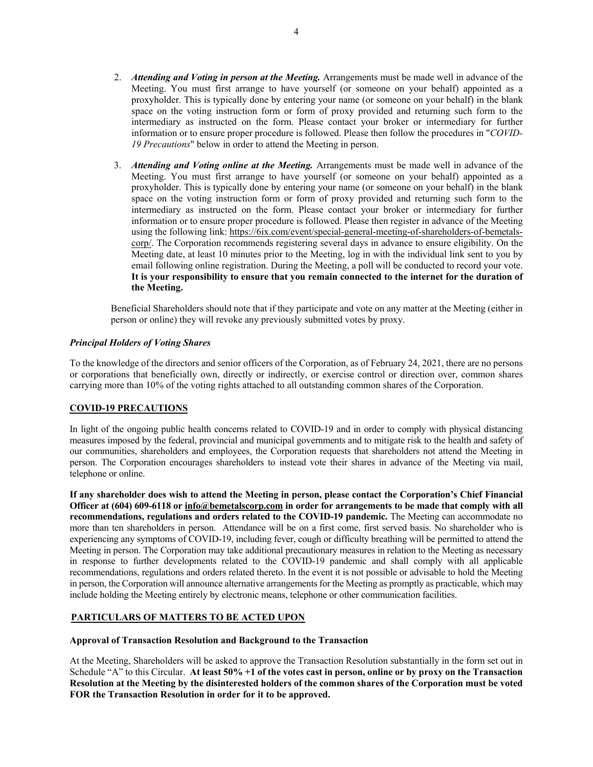2. ***Attending and Voting in person at the Meeting.*** Arrangements must be made well in advance of the Meeting. You must first arrange to have yourself (or someone on your behalf) appointed as a proxyholder. This is typically done by entering your name (or someone on your behalf) in the blank space on the voting instruction form or form of proxy provided and returning such form to the intermediary as instructed on the form. Please contact your broker or intermediary for further information or to ensure proper procedure is followed. Please then follow the procedures in "*COVID-19 Precautions*" below in order to attend the Meeting in person.

3. ***Attending and Voting online at the Meeting.*** Arrangements must be made well in advance of the Meeting. You must first arrange to have yourself (or someone on your behalf) appointed as a proxyholder. This is typically done by entering your name (or someone on your behalf) in the blank space on the voting instruction form or form of proxy provided and returning such form to the intermediary as instructed on the form. Please contact your broker or intermediary for further information or to ensure proper procedure is followed. Please then register in advance of the Meeting using the following link: https://6ix.com/event/special-general-meeting-of-shareholders-of-bemetals-corp/. The Corporation recommends registering several days in advance to ensure eligibility. On the Meeting date, at least 10 minutes prior to the Meeting, log in with the individual link sent to you by email following online registration. During the Meeting, a poll will be conducted to record your vote. **It is your responsibility to ensure that you remain connected to the internet for the duration of the Meeting.**

Beneficial Shareholders should note that if they participate and vote on any matter at the Meeting (either in person or online) they will revoke any previously submitted votes by proxy.

### *Principal Holders of Voting Shares*

To the knowledge of the directors and senior officers of the Corporation, as of February 24, 2021, there are no persons or corporations that beneficially own, directly or indirectly, or exercise control or direction over, common shares carrying more than 10% of the voting rights attached to all outstanding common shares of the Corporation.

## COVID-19 PRECAUTIONS

In light of the ongoing public health concerns related to COVID-19 and in order to comply with physical distancing measures imposed by the federal, provincial and municipal governments and to mitigate risk to the health and safety of our communities, shareholders and employees, the Corporation requests that shareholders not attend the Meeting in person. The Corporation encourages shareholders to instead vote their shares in advance of the Meeting via mail, telephone or online.

**If any shareholder does wish to attend the Meeting in person, please contact the Corporation's Chief Financial Officer at (604) 609-6118 or info@bemetalscorp.com in order for arrangements to be made that comply with all recommendations, regulations and orders related to the COVID-19 pandemic.** The Meeting can accommodate no more than ten shareholders in person. Attendance will be on a first come, first served basis. No shareholder who is experiencing any symptoms of COVID-19, including fever, cough or difficulty breathing will be permitted to attend the Meeting in person. The Corporation may take additional precautionary measures in relation to the Meeting as necessary in response to further developments related to the COVID-19 pandemic and shall comply with all applicable recommendations, regulations and orders related thereto. In the event it is not possible or advisable to hold the Meeting in person, the Corporation will announce alternative arrangements for the Meeting as promptly as practicable, which may include holding the Meeting entirely by electronic means, telephone or other communication facilities.

## PARTICULARS OF MATTERS TO BE ACTED UPON

### Approval of Transaction Resolution and Background to the Transaction

At the Meeting, Shareholders will be asked to approve the Transaction Resolution substantially in the form set out in Schedule "A" to this Circular. **At least 50% +1 of the votes cast in person, online or by proxy on the Transaction Resolution at the Meeting by the disinterested holders of the common shares of the Corporation must be voted FOR the Transaction Resolution in order for it to be approved.**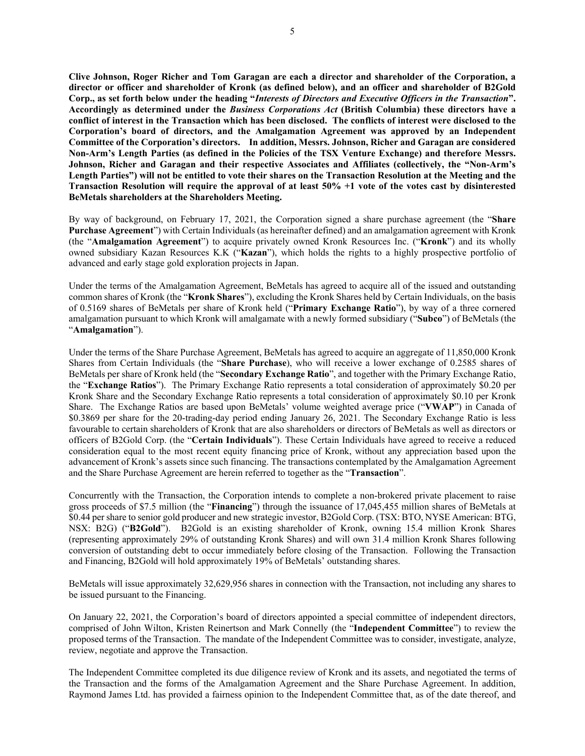**Clive Johnson, Roger Richer and Tom Garagan are each a director and shareholder of the Corporation, a director or officer and shareholder of Kronk (as defined below), and an officer and shareholder of B2Gold Corp., as set forth below under the heading "*Interests of Directors and Executive Officers in the Transaction*". Accordingly as determined under the *Business Corporations Act* (British Columbia) these directors have a conflict of interest in the Transaction which has been disclosed. The conflicts of interest were disclosed to the Corporation's board of directors, and the Amalgamation Agreement was approved by an Independent Committee of the Corporation's directors. In addition, Messrs. Johnson, Richer and Garagan are considered Non-Arm's Length Parties (as defined in the Policies of the TSX Venture Exchange) and therefore Messrs. Johnson, Richer and Garagan and their respective Associates and Affiliates (collectively, the "Non-Arm's Length Parties") will not be entitled to vote their shares on the Transaction Resolution at the Meeting and the Transaction Resolution will require the approval of at least 50% +1 vote of the votes cast by disinterested BeMetals shareholders at the Shareholders Meeting.**

By way of background, on February 17, 2021, the Corporation signed a share purchase agreement (the "**Share Purchase Agreement**") with Certain Individuals (as hereinafter defined) and an amalgamation agreement with Kronk (the "**Amalgamation Agreement**") to acquire privately owned Kronk Resources Inc. ("**Kronk**") and its wholly owned subsidiary Kazan Resources K.K ("**Kazan**"), which holds the rights to a highly prospective portfolio of advanced and early stage gold exploration projects in Japan.

Under the terms of the Amalgamation Agreement, BeMetals has agreed to acquire all of the issued and outstanding common shares of Kronk (the "**Kronk Shares**"), excluding the Kronk Shares held by Certain Individuals, on the basis of 0.5169 shares of BeMetals per share of Kronk held ("**Primary Exchange Ratio**"), by way of a three cornered amalgamation pursuant to which Kronk will amalgamate with a newly formed subsidiary ("**Subco**") of BeMetals (the "**Amalgamation**").

Under the terms of the Share Purchase Agreement, BeMetals has agreed to acquire an aggregate of 11,850,000 Kronk Shares from Certain Individuals (the "**Share Purchase**), who will receive a lower exchange of 0.2585 shares of BeMetals per share of Kronk held (the "**Secondary Exchange Ratio**", and together with the Primary Exchange Ratio, the "**Exchange Ratios**"). The Primary Exchange Ratio represents a total consideration of approximately $0.20 per Kronk Share and the Secondary Exchange Ratio represents a total consideration of approximately $0.10 per Kronk Share. The Exchange Ratios are based upon BeMetals' volume weighted average price ("**VWAP**") in Canada of $0.3869 per share for the 20-trading-day period ending January 26, 2021. The Secondary Exchange Ratio is less favourable to certain shareholders of Kronk that are also shareholders or directors of BeMetals as well as directors or officers of B2Gold Corp. (the "**Certain Individuals**"). These Certain Individuals have agreed to receive a reduced consideration equal to the most recent equity financing price of Kronk, without any appreciation based upon the advancement of Kronk's assets since such financing. The transactions contemplated by the Amalgamation Agreement and the Share Purchase Agreement are herein referred to together as the "**Transaction**".

Concurrently with the Transaction, the Corporation intends to complete a non-brokered private placement to raise gross proceeds of $7.5 million (the "**Financing**") through the issuance of 17,045,455 million shares of BeMetals at $0.44 per share to senior gold producer and new strategic investor, B2Gold Corp. (TSX: BTO, NYSE American: BTG, NSX: B2G) ("**B2Gold**"). B2Gold is an existing shareholder of Kronk, owning 15.4 million Kronk Shares (representing approximately 29% of outstanding Kronk Shares) and will own 31.4 million Kronk Shares following conversion of outstanding debt to occur immediately before closing of the Transaction. Following the Transaction and Financing, B2Gold will hold approximately 19% of BeMetals' outstanding shares.

BeMetals will issue approximately 32,629,956 shares in connection with the Transaction, not including any shares to be issued pursuant to the Financing.

On January 22, 2021, the Corporation's board of directors appointed a special committee of independent directors, comprised of John Wilton, Kristen Reinertson and Mark Connelly (the "**Independent Committee**") to review the proposed terms of the Transaction. The mandate of the Independent Committee was to consider, investigate, analyze, review, negotiate and approve the Transaction.

The Independent Committee completed its due diligence review of Kronk and its assets, and negotiated the terms of the Transaction and the forms of the Amalgamation Agreement and the Share Purchase Agreement. In addition, Raymond James Ltd. has provided a fairness opinion to the Independent Committee that, as of the date thereof, and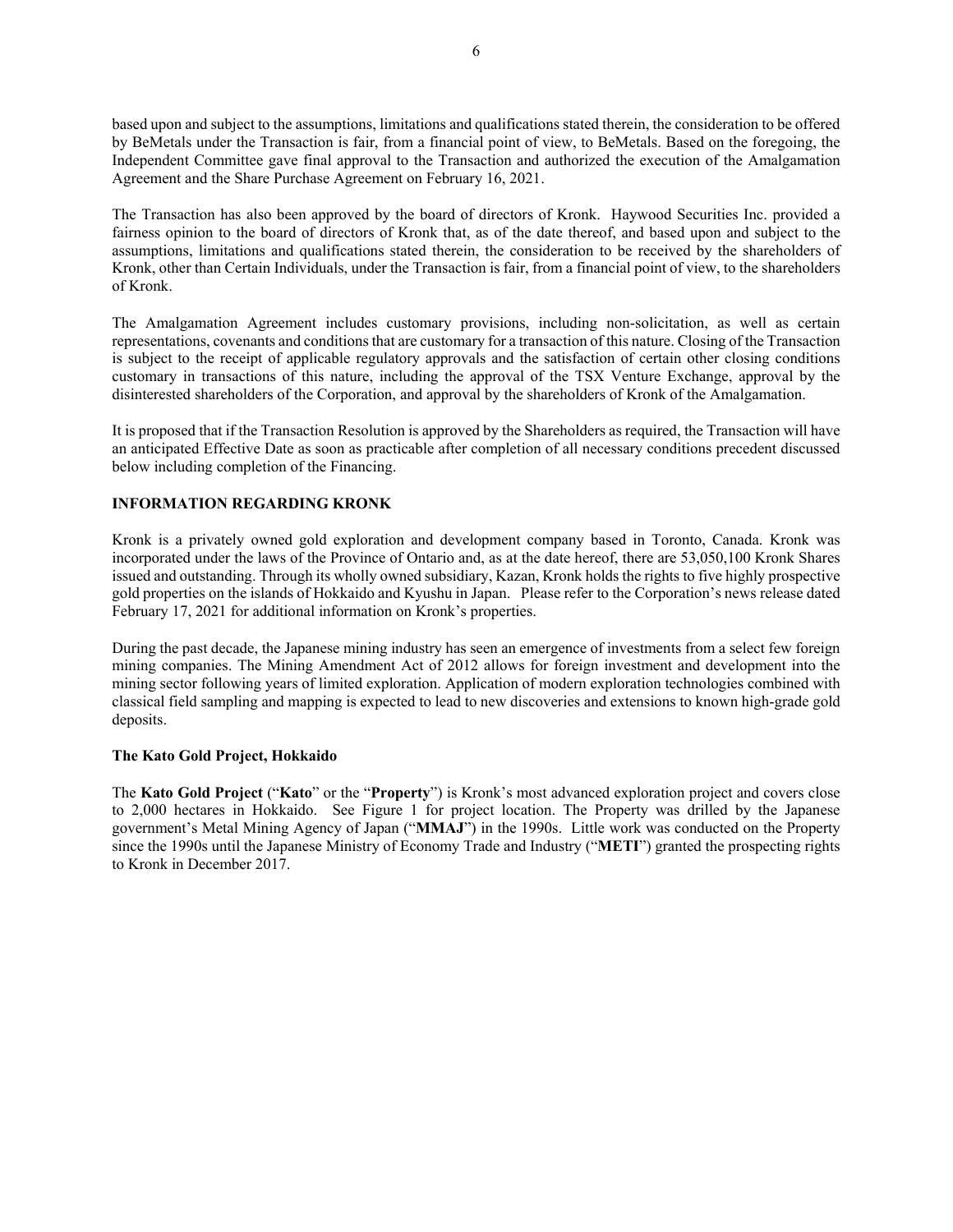based upon and subject to the assumptions, limitations and qualifications stated therein, the consideration to be offered by BeMetals under the Transaction is fair, from a financial point of view, to BeMetals. Based on the foregoing, the Independent Committee gave final approval to the Transaction and authorized the execution of the Amalgamation Agreement and the Share Purchase Agreement on February 16, 2021.

The Transaction has also been approved by the board of directors of Kronk. Haywood Securities Inc. provided a fairness opinion to the board of directors of Kronk that, as of the date thereof, and based upon and subject to the assumptions, limitations and qualifications stated therein, the consideration to be received by the shareholders of Kronk, other than Certain Individuals, under the Transaction is fair, from a financial point of view, to the shareholders of Kronk.

The Amalgamation Agreement includes customary provisions, including non-solicitation, as well as certain representations, covenants and conditions that are customary for a transaction of this nature. Closing of the Transaction is subject to the receipt of applicable regulatory approvals and the satisfaction of certain other closing conditions customary in transactions of this nature, including the approval of the TSX Venture Exchange, approval by the disinterested shareholders of the Corporation, and approval by the shareholders of Kronk of the Amalgamation.

It is proposed that if the Transaction Resolution is approved by the Shareholders as required, the Transaction will have an anticipated Effective Date as soon as practicable after completion of all necessary conditions precedent discussed below including completion of the Financing.

## INFORMATION REGARDING KRONK

Kronk is a privately owned gold exploration and development company based in Toronto, Canada. Kronk was incorporated under the laws of the Province of Ontario and, as at the date hereof, there are 53,050,100 Kronk Shares issued and outstanding. Through its wholly owned subsidiary, Kazan, Kronk holds the rights to five highly prospective gold properties on the islands of Hokkaido and Kyushu in Japan. Please refer to the Corporation's news release dated February 17, 2021 for additional information on Kronk's properties.

During the past decade, the Japanese mining industry has seen an emergence of investments from a select few foreign mining companies. The Mining Amendment Act of 2012 allows for foreign investment and development into the mining sector following years of limited exploration. Application of modern exploration technologies combined with classical field sampling and mapping is expected to lead to new discoveries and extensions to known high-grade gold deposits.

### The Kato Gold Project, Hokkaido

The **Kato Gold Project** ("**Kato**" or the "**Property**") is Kronk's most advanced exploration project and covers close to 2,000 hectares in Hokkaido. See Figure 1 for project location. The Property was drilled by the Japanese government's Metal Mining Agency of Japan ("**MMAJ**") in the 1990s. Little work was conducted on the Property since the 1990s until the Japanese Ministry of Economy Trade and Industry ("**METI**") granted the prospecting rights to Kronk in December 2017.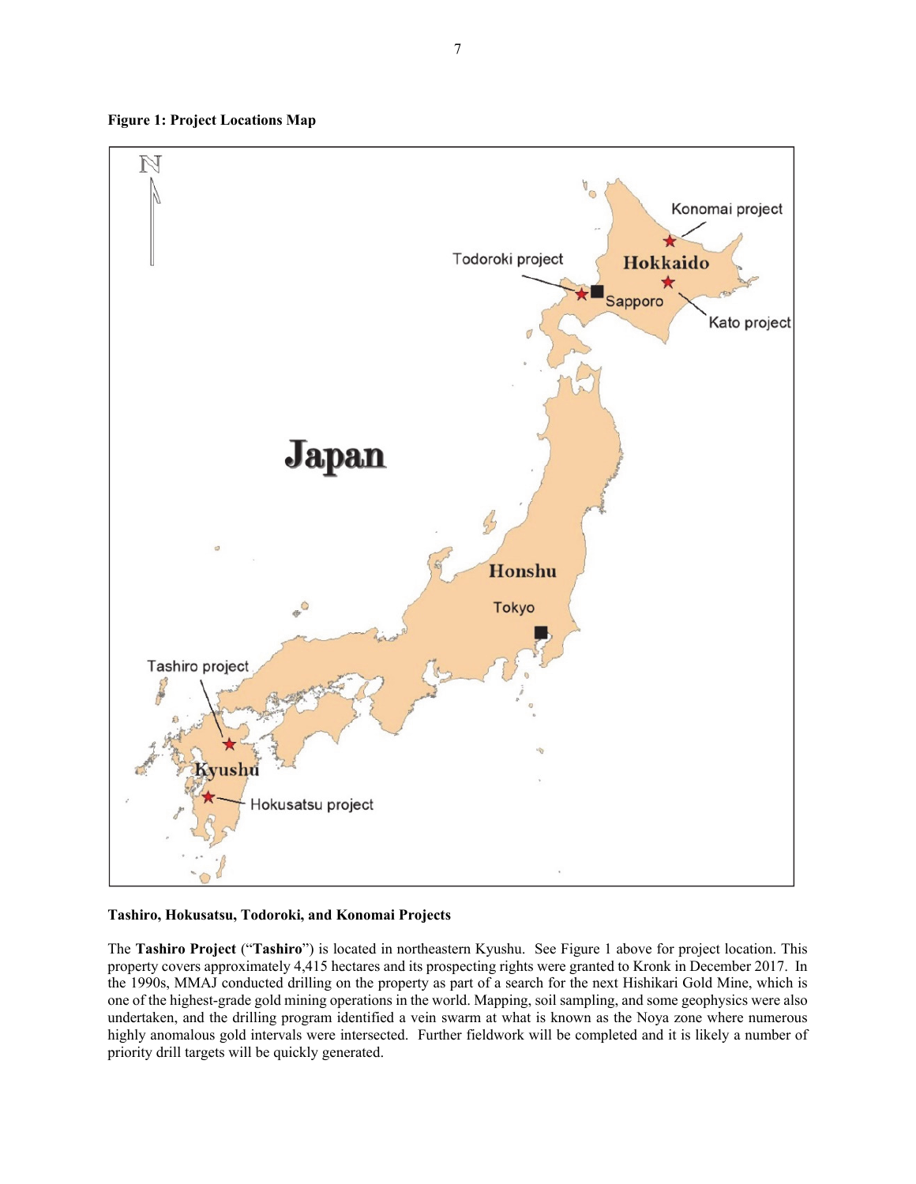**Figure 1: Project Locations Map**

**Tashiro, Hokusatsu, Todoroki, and Konomai Projects**

The **Tashiro Project** ("**Tashiro**") is located in northeastern Kyushu. See Figure 1 above for project location. This property covers approximately 4,415 hectares and its prospecting rights were granted to Kronk in December 2017. In the 1990s, MMAJ conducted drilling on the property as part of a search for the next Hishikari Gold Mine, which is one of the highest-grade gold mining operations in the world. Mapping, soil sampling, and some geophysics were also undertaken, and the drilling program identified a vein swarm at what is known as the Noya zone where numerous highly anomalous gold intervals were intersected. Further fieldwork will be completed and it is likely a number of priority drill targets will be quickly generated.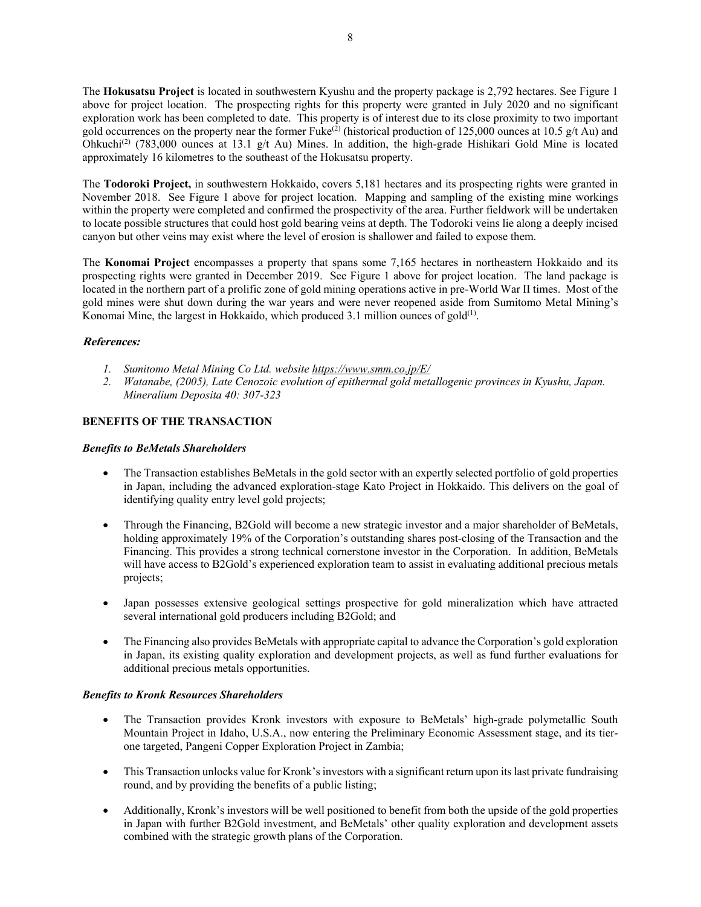The **Hokusatsu Project** is located in southwestern Kyushu and the property package is 2,792 hectares. See Figure 1 above for project location. The prospecting rights for this property were granted in July 2020 and no significant exploration work has been completed to date. This property is of interest due to its close proximity to two important gold occurrences on the property near the former Fuke[2] (historical production of 125,000 ounces at 10.5 g/t Au) and Ohkuchi[2] (783,000 ounces at 13.1 g/t Au) Mines. In addition, the high-grade Hishikari Gold Mine is located approximately 16 kilometres to the southeast of the Hokusatsu property.

The **Todoroki Project,** in southwestern Hokkaido, covers 5,181 hectares and its prospecting rights were granted in November 2018. See Figure 1 above for project location. Mapping and sampling of the existing mine workings within the property were completed and confirmed the prospectivity of the area. Further fieldwork will be undertaken to locate possible structures that could host gold bearing veins at depth. The Todoroki veins lie along a deeply incised canyon but other veins may exist where the level of erosion is shallower and failed to expose them.

The **Konomai Project** encompasses a property that spans some 7,165 hectares in northeastern Hokkaido and its prospecting rights were granted in December 2019. See Figure 1 above for project location. The land package is located in the northern part of a prolific zone of gold mining operations active in pre-World War II times. Most of the gold mines were shut down during the war years and were never reopened aside from Sumitomo Metal Mining's Konomai Mine, the largest in Hokkaido, which produced 3.1 million ounces of gold[1].

***References:***

1. *Sumitomo Metal Mining Co Ltd. website https://www.smm.co.jp/E/*
2. *Watanabe, (2005), Late Cenozoic evolution of epithermal gold metallogenic provinces in Kyushu, Japan. Mineralium Deposita 40: 307-323*

**BENEFITS OF THE TRANSACTION**

***Benefits to BeMetals Shareholders***

- The Transaction establishes BeMetals in the gold sector with an expertly selected portfolio of gold properties in Japan, including the advanced exploration-stage Kato Project in Hokkaido. This delivers on the goal of identifying quality entry level gold projects;
- Through the Financing, B2Gold will become a new strategic investor and a major shareholder of BeMetals, holding approximately 19% of the Corporation's outstanding shares post-closing of the Transaction and the Financing. This provides a strong technical cornerstone investor in the Corporation. In addition, BeMetals will have access to B2Gold's experienced exploration team to assist in evaluating additional precious metals projects;
- Japan possesses extensive geological settings prospective for gold mineralization which have attracted several international gold producers including B2Gold; and
- The Financing also provides BeMetals with appropriate capital to advance the Corporation's gold exploration in Japan, its existing quality exploration and development projects, as well as fund further evaluations for additional precious metals opportunities.

***Benefits to Kronk Resources Shareholders***

- The Transaction provides Kronk investors with exposure to BeMetals' high-grade polymetallic South Mountain Project in Idaho, U.S.A., now entering the Preliminary Economic Assessment stage, and its tier-one targeted, Pangeni Copper Exploration Project in Zambia;
- This Transaction unlocks value for Kronk's investors with a significant return upon its last private fundraising round, and by providing the benefits of a public listing;
- Additionally, Kronk's investors will be well positioned to benefit from both the upside of the gold properties in Japan with further B2Gold investment, and BeMetals' other quality exploration and development assets combined with the strategic growth plans of the Corporation.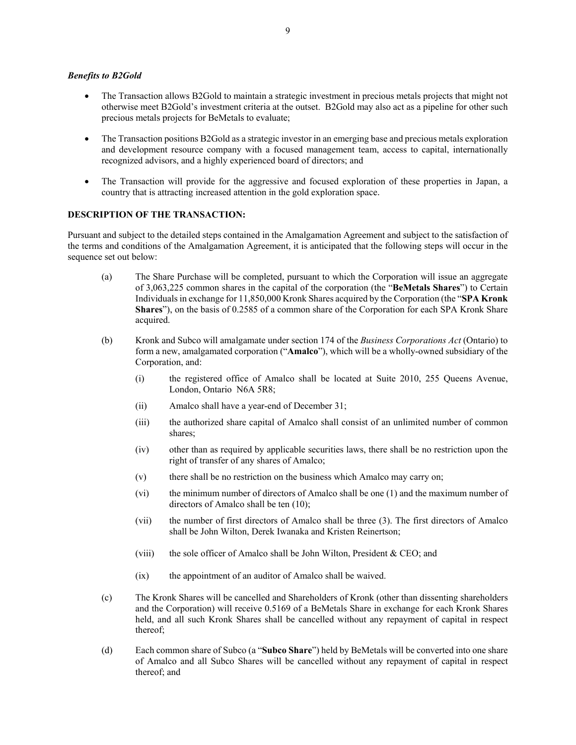***Benefits to B2Gold***

- The Transaction allows B2Gold to maintain a strategic investment in precious metals projects that might not otherwise meet B2Gold's investment criteria at the outset. B2Gold may also act as a pipeline for other such precious metals projects for BeMetals to evaluate;
- The Transaction positions B2Gold as a strategic investor in an emerging base and precious metals exploration and development resource company with a focused management team, access to capital, internationally recognized advisors, and a highly experienced board of directors; and
- The Transaction will provide for the aggressive and focused exploration of these properties in Japan, a country that is attracting increased attention in the gold exploration space.

**DESCRIPTION OF THE TRANSACTION:**

Pursuant and subject to the detailed steps contained in the Amalgamation Agreement and subject to the satisfaction of the terms and conditions of the Amalgamation Agreement, it is anticipated that the following steps will occur in the sequence set out below:

(a) The Share Purchase will be completed, pursuant to which the Corporation will issue an aggregate of 3,063,225 common shares in the capital of the corporation (the "**BeMetals Shares**") to Certain Individuals in exchange for 11,850,000 Kronk Shares acquired by the Corporation (the "**SPA Kronk Shares**"), on the basis of 0.2585 of a common share of the Corporation for each SPA Kronk Share acquired.

(b) Kronk and Subco will amalgamate under section 174 of the *Business Corporations Act* (Ontario) to form a new, amalgamated corporation ("**Amalco**"), which will be a wholly-owned subsidiary of the Corporation, and:

  (i) the registered office of Amalco shall be located at Suite 2010, 255 Queens Avenue, London, Ontario N6A 5R8;

  (ii) Amalco shall have a year-end of December 31;

  (iii) the authorized share capital of Amalco shall consist of an unlimited number of common shares;

  (iv) other than as required by applicable securities laws, there shall be no restriction upon the right of transfer of any shares of Amalco;

  (v) there shall be no restriction on the business which Amalco may carry on;

  (vi) the minimum number of directors of Amalco shall be one (1) and the maximum number of directors of Amalco shall be ten (10);

  (vii) the number of first directors of Amalco shall be three (3). The first directors of Amalco shall be John Wilton, Derek Iwanaka and Kristen Reinertson;

  (viii) the sole officer of Amalco shall be John Wilton, President & CEO; and

  (ix) the appointment of an auditor of Amalco shall be waived.

(c) The Kronk Shares will be cancelled and Shareholders of Kronk (other than dissenting shareholders and the Corporation) will receive 0.5169 of a BeMetals Share in exchange for each Kronk Shares held, and all such Kronk Shares shall be cancelled without any repayment of capital in respect thereof;

(d) Each common share of Subco (a "**Subco Share**") held by BeMetals will be converted into one share of Amalco and all Subco Shares will be cancelled without any repayment of capital in respect thereof; and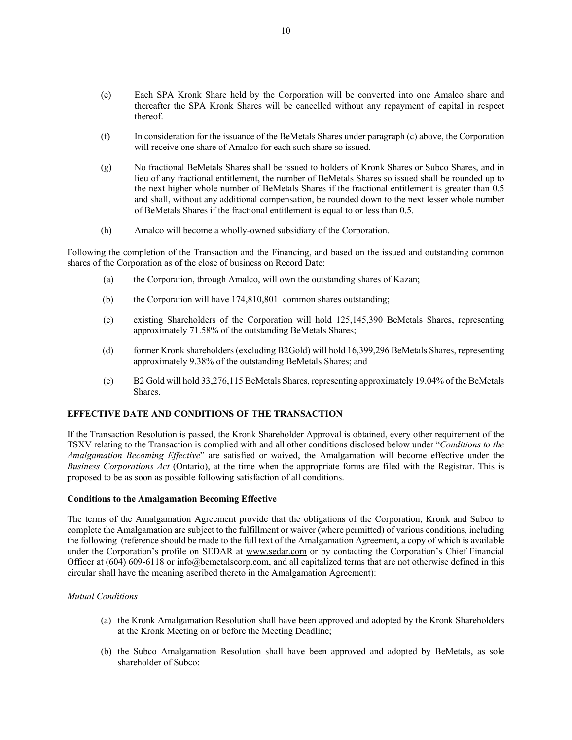(e) Each SPA Kronk Share held by the Corporation will be converted into one Amalco share and thereafter the SPA Kronk Shares will be cancelled without any repayment of capital in respect thereof.

(f) In consideration for the issuance of the BeMetals Shares under paragraph (c) above, the Corporation will receive one share of Amalco for each such share so issued.

(g) No fractional BeMetals Shares shall be issued to holders of Kronk Shares or Subco Shares, and in lieu of any fractional entitlement, the number of BeMetals Shares so issued shall be rounded up to the next higher whole number of BeMetals Shares if the fractional entitlement is greater than 0.5 and shall, without any additional compensation, be rounded down to the next lesser whole number of BeMetals Shares if the fractional entitlement is equal to or less than 0.5.

(h) Amalco will become a wholly-owned subsidiary of the Corporation.

Following the completion of the Transaction and the Financing, and based on the issued and outstanding common shares of the Corporation as of the close of business on Record Date:

(a) the Corporation, through Amalco, will own the outstanding shares of Kazan;

(b) the Corporation will have 174,810,801 common shares outstanding;

(c) existing Shareholders of the Corporation will hold 125,145,390 BeMetals Shares, representing approximately 71.58% of the outstanding BeMetals Shares;

(d) former Kronk shareholders (excluding B2Gold) will hold 16,399,296 BeMetals Shares, representing approximately 9.38% of the outstanding BeMetals Shares; and

(e) B2 Gold will hold 33,276,115 BeMetals Shares, representing approximately 19.04% of the BeMetals Shares.

## EFFECTIVE DATE AND CONDITIONS OF THE TRANSACTION

If the Transaction Resolution is passed, the Kronk Shareholder Approval is obtained, every other requirement of the TSXV relating to the Transaction is complied with and all other conditions disclosed below under "*Conditions to the Amalgamation Becoming Effective*" are satisfied or waived, the Amalgamation will become effective under the *Business Corporations Act* (Ontario), at the time when the appropriate forms are filed with the Registrar. This is proposed to be as soon as possible following satisfaction of all conditions.

### Conditions to the Amalgamation Becoming Effective

The terms of the Amalgamation Agreement provide that the obligations of the Corporation, Kronk and Subco to complete the Amalgamation are subject to the fulfillment or waiver (where permitted) of various conditions, including the following (reference should be made to the full text of the Amalgamation Agreement, a copy of which is available under the Corporation's profile on SEDAR at www.sedar.com or by contacting the Corporation's Chief Financial Officer at (604) 609-6118 or info@bemetalscorp.com, and all capitalized terms that are not otherwise defined in this circular shall have the meaning ascribed thereto in the Amalgamation Agreement):

*Mutual Conditions*

(a) the Kronk Amalgamation Resolution shall have been approved and adopted by the Kronk Shareholders at the Kronk Meeting on or before the Meeting Deadline;

(b) the Subco Amalgamation Resolution shall have been approved and adopted by BeMetals, as sole shareholder of Subco;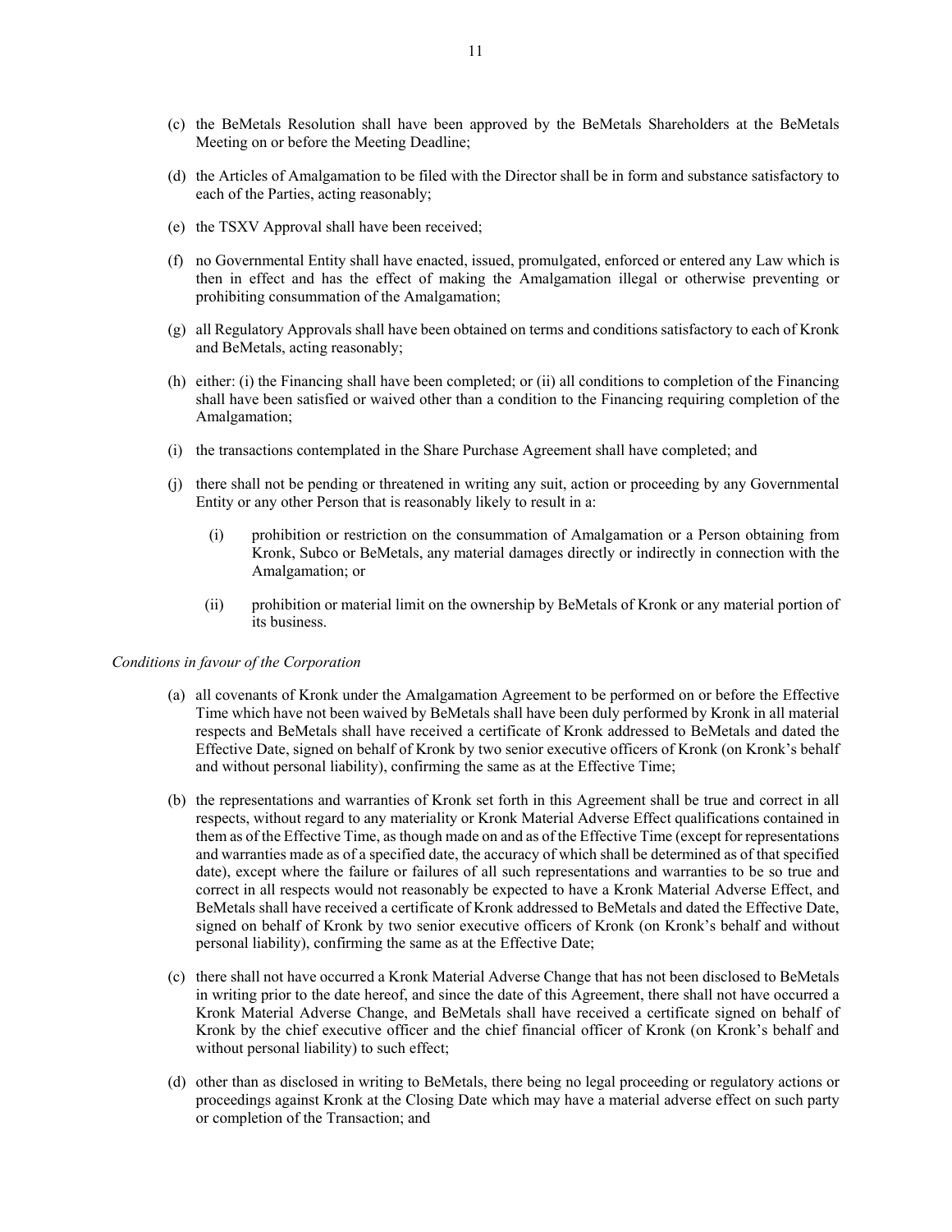(c) the BeMetals Resolution shall have been approved by the BeMetals Shareholders at the BeMetals Meeting on or before the Meeting Deadline;

(d) the Articles of Amalgamation to be filed with the Director shall be in form and substance satisfactory to each of the Parties, acting reasonably;

(e) the TSXV Approval shall have been received;

(f) no Governmental Entity shall have enacted, issued, promulgated, enforced or entered any Law which is then in effect and has the effect of making the Amalgamation illegal or otherwise preventing or prohibiting consummation of the Amalgamation;

(g) all Regulatory Approvals shall have been obtained on terms and conditions satisfactory to each of Kronk and BeMetals, acting reasonably;

(h) either: (i) the Financing shall have been completed; or (ii) all conditions to completion of the Financing shall have been satisfied or waived other than a condition to the Financing requiring completion of the Amalgamation;

(i) the transactions contemplated in the Share Purchase Agreement shall have completed; and

(j) there shall not be pending or threatened in writing any suit, action or proceeding by any Governmental Entity or any other Person that is reasonably likely to result in a:

   (i) prohibition or restriction on the consummation of Amalgamation or a Person obtaining from Kronk, Subco or BeMetals, any material damages directly or indirectly in connection with the Amalgamation; or

   (ii) prohibition or material limit on the ownership by BeMetals of Kronk or any material portion of its business.

*Conditions in favour of the Corporation*

(a) all covenants of Kronk under the Amalgamation Agreement to be performed on or before the Effective Time which have not been waived by BeMetals shall have been duly performed by Kronk in all material respects and BeMetals shall have received a certificate of Kronk addressed to BeMetals and dated the Effective Date, signed on behalf of Kronk by two senior executive officers of Kronk (on Kronk's behalf and without personal liability), confirming the same as at the Effective Time;

(b) the representations and warranties of Kronk set forth in this Agreement shall be true and correct in all respects, without regard to any materiality or Kronk Material Adverse Effect qualifications contained in them as of the Effective Time, as though made on and as of the Effective Time (except for representations and warranties made as of a specified date, the accuracy of which shall be determined as of that specified date), except where the failure or failures of all such representations and warranties to be so true and correct in all respects would not reasonably be expected to have a Kronk Material Adverse Effect, and BeMetals shall have received a certificate of Kronk addressed to BeMetals and dated the Effective Date, signed on behalf of Kronk by two senior executive officers of Kronk (on Kronk's behalf and without personal liability), confirming the same as at the Effective Date;

(c) there shall not have occurred a Kronk Material Adverse Change that has not been disclosed to BeMetals in writing prior to the date hereof, and since the date of this Agreement, there shall not have occurred a Kronk Material Adverse Change, and BeMetals shall have received a certificate signed on behalf of Kronk by the chief executive officer and the chief financial officer of Kronk (on Kronk's behalf and without personal liability) to such effect;

(d) other than as disclosed in writing to BeMetals, there being no legal proceeding or regulatory actions or proceedings against Kronk at the Closing Date which may have a material adverse effect on such party or completion of the Transaction; and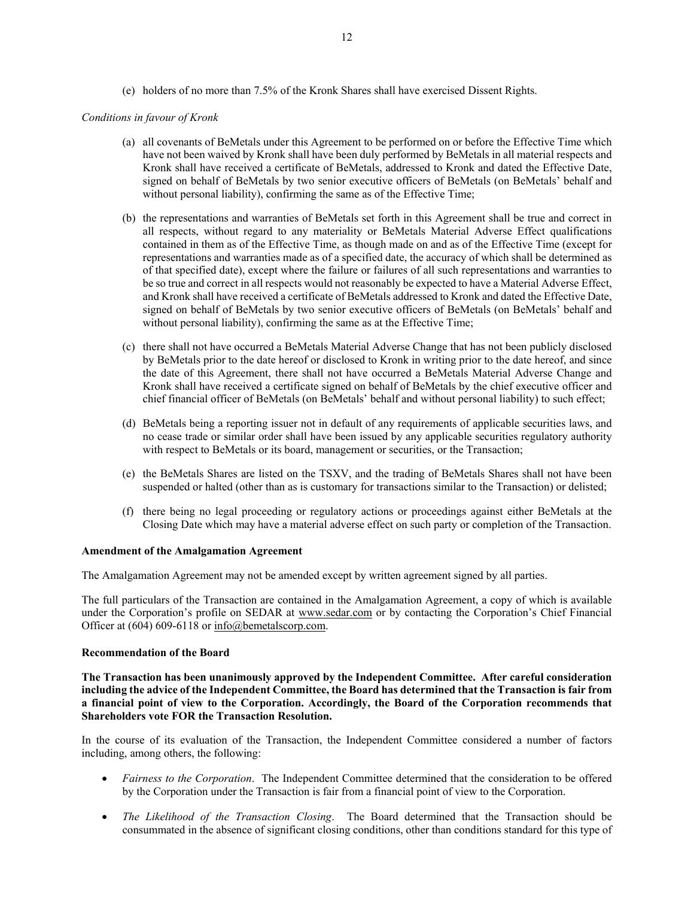(e) holders of no more than 7.5% of the Kronk Shares shall have exercised Dissent Rights.

*Conditions in favour of Kronk*

(a) all covenants of BeMetals under this Agreement to be performed on or before the Effective Time which have not been waived by Kronk shall have been duly performed by BeMetals in all material respects and Kronk shall have received a certificate of BeMetals, addressed to Kronk and dated the Effective Date, signed on behalf of BeMetals by two senior executive officers of BeMetals (on BeMetals' behalf and without personal liability), confirming the same as of the Effective Time;

(b) the representations and warranties of BeMetals set forth in this Agreement shall be true and correct in all respects, without regard to any materiality or BeMetals Material Adverse Effect qualifications contained in them as of the Effective Time, as though made on and as of the Effective Time (except for representations and warranties made as of a specified date, the accuracy of which shall be determined as of that specified date), except where the failure or failures of all such representations and warranties to be so true and correct in all respects would not reasonably be expected to have a Material Adverse Effect, and Kronk shall have received a certificate of BeMetals addressed to Kronk and dated the Effective Date, signed on behalf of BeMetals by two senior executive officers of BeMetals (on BeMetals' behalf and without personal liability), confirming the same as at the Effective Time;

(c) there shall not have occurred a BeMetals Material Adverse Change that has not been publicly disclosed by BeMetals prior to the date hereof or disclosed to Kronk in writing prior to the date hereof, and since the date of this Agreement, there shall not have occurred a BeMetals Material Adverse Change and Kronk shall have received a certificate signed on behalf of BeMetals by the chief executive officer and chief financial officer of BeMetals (on BeMetals' behalf and without personal liability) to such effect;

(d) BeMetals being a reporting issuer not in default of any requirements of applicable securities laws, and no cease trade or similar order shall have been issued by any applicable securities regulatory authority with respect to BeMetals or its board, management or securities, or the Transaction;

(e) the BeMetals Shares are listed on the TSXV, and the trading of BeMetals Shares shall not have been suspended or halted (other than as is customary for transactions similar to the Transaction) or delisted;

(f) there being no legal proceeding or regulatory actions or proceedings against either BeMetals at the Closing Date which may have a material adverse effect on such party or completion of the Transaction.

**Amendment of the Amalgamation Agreement**

The Amalgamation Agreement may not be amended except by written agreement signed by all parties.

The full particulars of the Transaction are contained in the Amalgamation Agreement, a copy of which is available under the Corporation's profile on SEDAR at www.sedar.com or by contacting the Corporation's Chief Financial Officer at (604) 609-6118 or info@bemetalscorp.com.

**Recommendation of the Board**

**The Transaction has been unanimously approved by the Independent Committee. After careful consideration including the advice of the Independent Committee, the Board has determined that the Transaction is fair from a financial point of view to the Corporation. Accordingly, the Board of the Corporation recommends that Shareholders vote FOR the Transaction Resolution.**

In the course of its evaluation of the Transaction, the Independent Committee considered a number of factors including, among others, the following:

- *Fairness to the Corporation*. The Independent Committee determined that the consideration to be offered by the Corporation under the Transaction is fair from a financial point of view to the Corporation.
- *The Likelihood of the Transaction Closing*. The Board determined that the Transaction should be consummated in the absence of significant closing conditions, other than conditions standard for this type of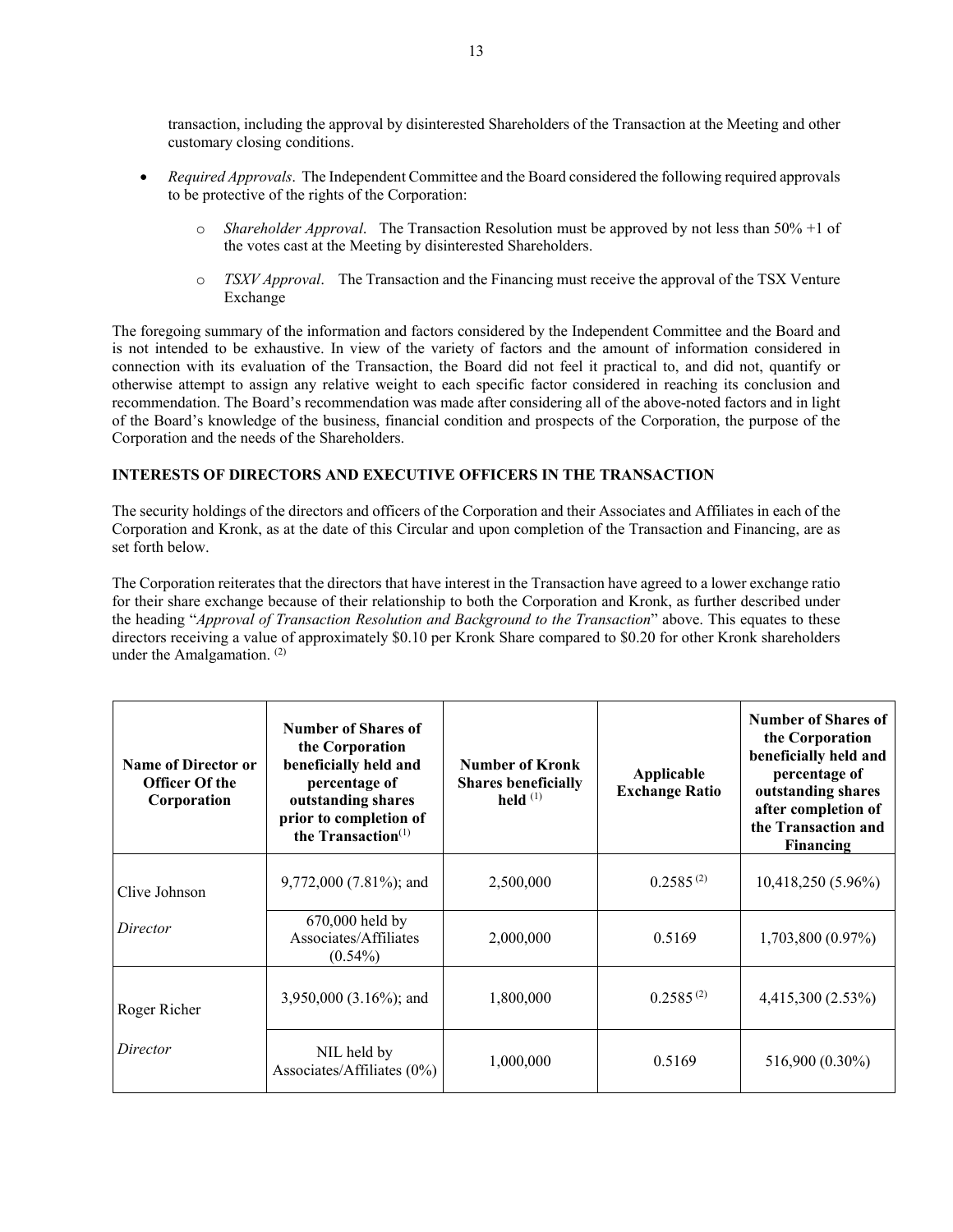transaction, including the approval by disinterested Shareholders of the Transaction at the Meeting and other customary closing conditions.

- *Required Approvals*. The Independent Committee and the Board considered the following required approvals to be protective of the rights of the Corporation:
    - *Shareholder Approval*. The Transaction Resolution must be approved by not less than 50% +1 of the votes cast at the Meeting by disinterested Shareholders.
    - *TSXV Approval*. The Transaction and the Financing must receive the approval of the TSX Venture Exchange

The foregoing summary of the information and factors considered by the Independent Committee and the Board and is not intended to be exhaustive. In view of the variety of factors and the amount of information considered in connection with its evaluation of the Transaction, the Board did not feel it practical to, and did not, quantify or otherwise attempt to assign any relative weight to each specific factor considered in reaching its conclusion and recommendation. The Board's recommendation was made after considering all of the above-noted factors and in light of the Board's knowledge of the business, financial condition and prospects of the Corporation, the purpose of the Corporation and the needs of the Shareholders.

## INTERESTS OF DIRECTORS AND EXECUTIVE OFFICERS IN THE TRANSACTION

The security holdings of the directors and officers of the Corporation and their Associates and Affiliates in each of the Corporation and Kronk, as at the date of this Circular and upon completion of the Transaction and Financing, are as set forth below.

The Corporation reiterates that the directors that have interest in the Transaction have agreed to a lower exchange ratio for their share exchange because of their relationship to both the Corporation and Kronk, as further described under the heading "*Approval of Transaction Resolution and Background to the Transaction*" above. This equates to these directors receiving a value of approximately $0.10 per Kronk Share compared to $0.20 for other Kronk shareholders under the Amalgamation. (2)

| Name of Director or Officer Of the Corporation | Number of Shares of the Corporation beneficially held and percentage of outstanding shares prior to completion of the Transaction(1) | Number of Kronk Shares beneficially held (1) | Applicable Exchange Ratio | Number of Shares of the Corporation beneficially held and percentage of outstanding shares after completion of the Transaction and Financing |
|---|---|---|---|---|
| Clive Johnson<br>*Director* | 9,772,000 (7.81%); and | 2,500,000 | 0.2585 (2) | 10,418,250 (5.96%) |
| | 670,000 held by Associates/Affiliates (0.54%) | 2,000,000 | 0.5169 | 1,703,800 (0.97%) |
| Roger Richer<br>*Director* | 3,950,000 (3.16%); and | 1,800,000 | 0.2585 (2) | 4,415,300 (2.53%) |
| | NIL held by Associates/Affiliates (0%) | 1,000,000 | 0.5169 | 516,900 (0.30%) |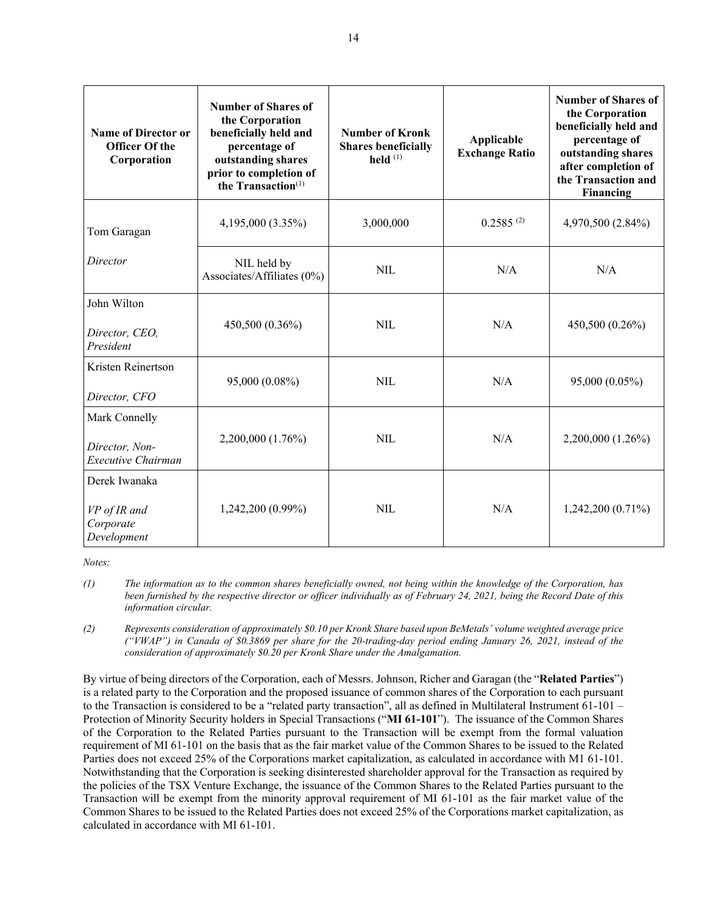| Name of Director or Officer Of the Corporation | Number of Shares of the Corporation beneficially held and percentage of outstanding shares prior to completion of the Transaction[(1)] | Number of Kronk Shares beneficially held [(1)] | Applicable Exchange Ratio | Number of Shares of the Corporation beneficially held and percentage of outstanding shares after completion of the Transaction and Financing |
|---|---|---|---|---|
| Tom Garagan | 4,195,000 (3.35%) | 3,000,000 | 0.2585 [(2)] | 4,970,500 (2.84%) |
| *Director* | NIL held by Associates/Affiliates (0%) | NIL | N/A | N/A |
| John Wilton<br>*Director, CEO, President* | 450,500 (0.36%) | NIL | N/A | 450,500 (0.26%) |
| Kristen Reinertson<br>*Director, CFO* | 95,000 (0.08%) | NIL | N/A | 95,000 (0.05%) |
| Mark Connelly<br>*Director, Non-Executive Chairman* | 2,200,000 (1.76%) | NIL | N/A | 2,200,000 (1.26%) |
| Derek Iwanaka<br>*VP of IR and Corporate Development* | 1,242,200 (0.99%) | NIL | N/A | 1,242,200 (0.71%) |

*Notes:*

*(1) The information as to the common shares beneficially owned, not being within the knowledge of the Corporation, has been furnished by the respective director or officer individually as of February 24, 2021, being the Record Date of this information circular.*

*(2) Represents consideration of approximately $0.10 per Kronk Share based upon BeMetals' volume weighted average price ("VWAP") in Canada of $0.3869 per share for the 20-trading-day period ending January 26, 2021, instead of the consideration of approximately $0.20 per Kronk Share under the Amalgamation.*

By virtue of being directors of the Corporation, each of Messrs. Johnson, Richer and Garagan (the "**Related Parties**") is a related party to the Corporation and the proposed issuance of common shares of the Corporation to each pursuant to the Transaction is considered to be a "related party transaction", all as defined in Multilateral Instrument 61-101 – Protection of Minority Security holders in Special Transactions ("**MI 61-101**"). The issuance of the Common Shares of the Corporation to the Related Parties pursuant to the Transaction will be exempt from the formal valuation requirement of MI 61-101 on the basis that as the fair market value of the Common Shares to be issued to the Related Parties does not exceed 25% of the Corporations market capitalization, as calculated in accordance with M1 61-101. Notwithstanding that the Corporation is seeking disinterested shareholder approval for the Transaction as required by the policies of the TSX Venture Exchange, the issuance of the Common Shares to the Related Parties pursuant to the Transaction will be exempt from the minority approval requirement of MI 61-101 as the fair market value of the Common Shares to be issued to the Related Parties does not exceed 25% of the Corporations market capitalization, as calculated in accordance with MI 61-101.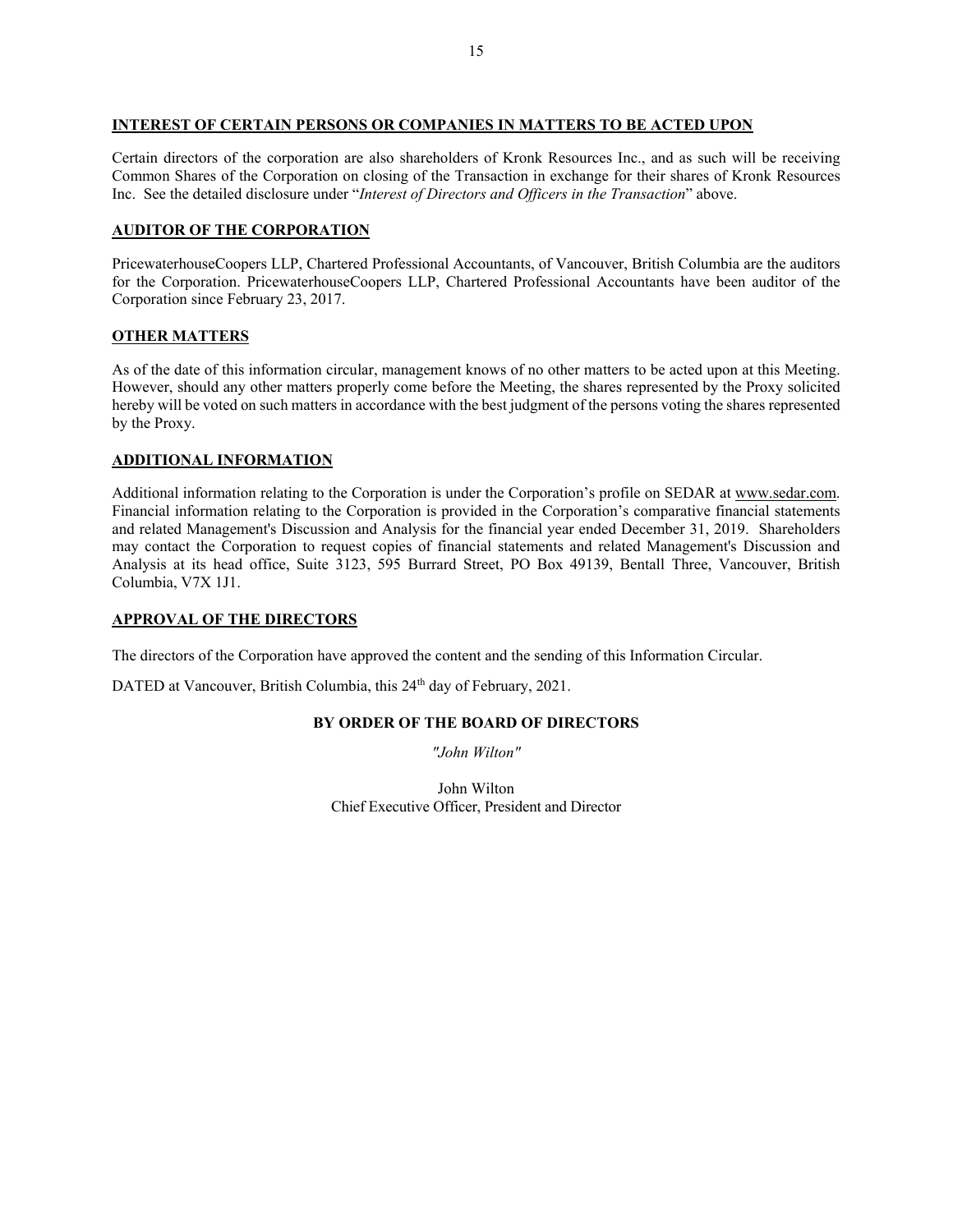## INTEREST OF CERTAIN PERSONS OR COMPANIES IN MATTERS TO BE ACTED UPON

Certain directors of the corporation are also shareholders of Kronk Resources Inc., and as such will be receiving Common Shares of the Corporation on closing of the Transaction in exchange for their shares of Kronk Resources Inc. See the detailed disclosure under "*Interest of Directors and Officers in the Transaction*" above.

## AUDITOR OF THE CORPORATION

PricewaterhouseCoopers LLP, Chartered Professional Accountants, of Vancouver, British Columbia are the auditors for the Corporation. PricewaterhouseCoopers LLP, Chartered Professional Accountants have been auditor of the Corporation since February 23, 2017.

## OTHER MATTERS

As of the date of this information circular, management knows of no other matters to be acted upon at this Meeting. However, should any other matters properly come before the Meeting, the shares represented by the Proxy solicited hereby will be voted on such matters in accordance with the best judgment of the persons voting the shares represented by the Proxy.

## ADDITIONAL INFORMATION

Additional information relating to the Corporation is under the Corporation's profile on SEDAR at www.sedar.com. Financial information relating to the Corporation is provided in the Corporation's comparative financial statements and related Management's Discussion and Analysis for the financial year ended December 31, 2019. Shareholders may contact the Corporation to request copies of financial statements and related Management's Discussion and Analysis at its head office, Suite 3123, 595 Burrard Street, PO Box 49139, Bentall Three, Vancouver, British Columbia, V7X 1J1.

## APPROVAL OF THE DIRECTORS

The directors of the Corporation have approved the content and the sending of this Information Circular.

DATED at Vancouver, British Columbia, this 24th day of February, 2021.

**BY ORDER OF THE BOARD OF DIRECTORS**

*"John Wilton"*

John Wilton
Chief Executive Officer, President and Director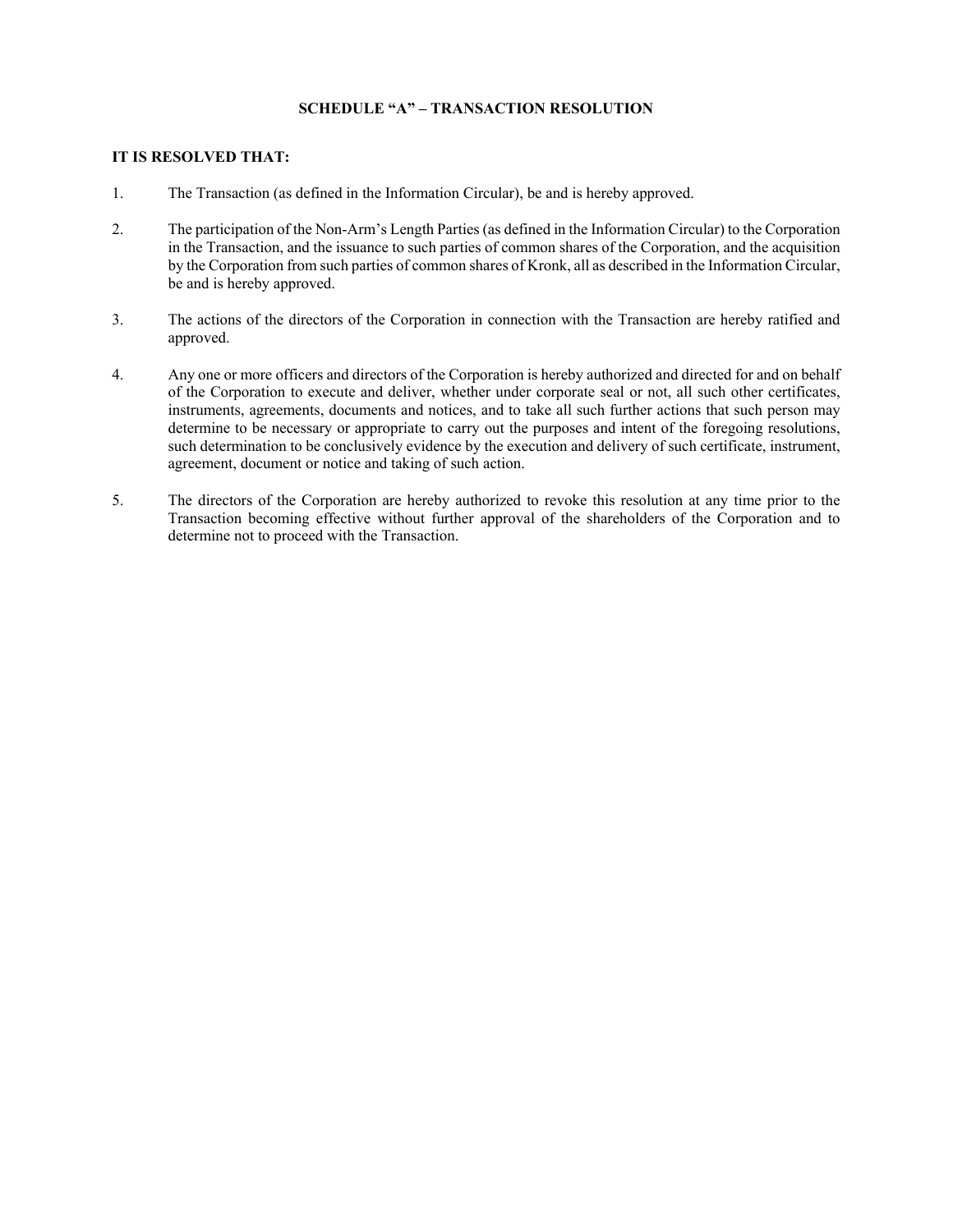## SCHEDULE "A" – TRANSACTION RESOLUTION

**IT IS RESOLVED THAT:**

1. The Transaction (as defined in the Information Circular), be and is hereby approved.

2. The participation of the Non-Arm's Length Parties (as defined in the Information Circular) to the Corporation in the Transaction, and the issuance to such parties of common shares of the Corporation, and the acquisition by the Corporation from such parties of common shares of Kronk, all as described in the Information Circular, be and is hereby approved.

3. The actions of the directors of the Corporation in connection with the Transaction are hereby ratified and approved.

4. Any one or more officers and directors of the Corporation is hereby authorized and directed for and on behalf of the Corporation to execute and deliver, whether under corporate seal or not, all such other certificates, instruments, agreements, documents and notices, and to take all such further actions that such person may determine to be necessary or appropriate to carry out the purposes and intent of the foregoing resolutions, such determination to be conclusively evidence by the execution and delivery of such certificate, instrument, agreement, document or notice and taking of such action.

5. The directors of the Corporation are hereby authorized to revoke this resolution at any time prior to the Transaction becoming effective without further approval of the shareholders of the Corporation and to determine not to proceed with the Transaction.